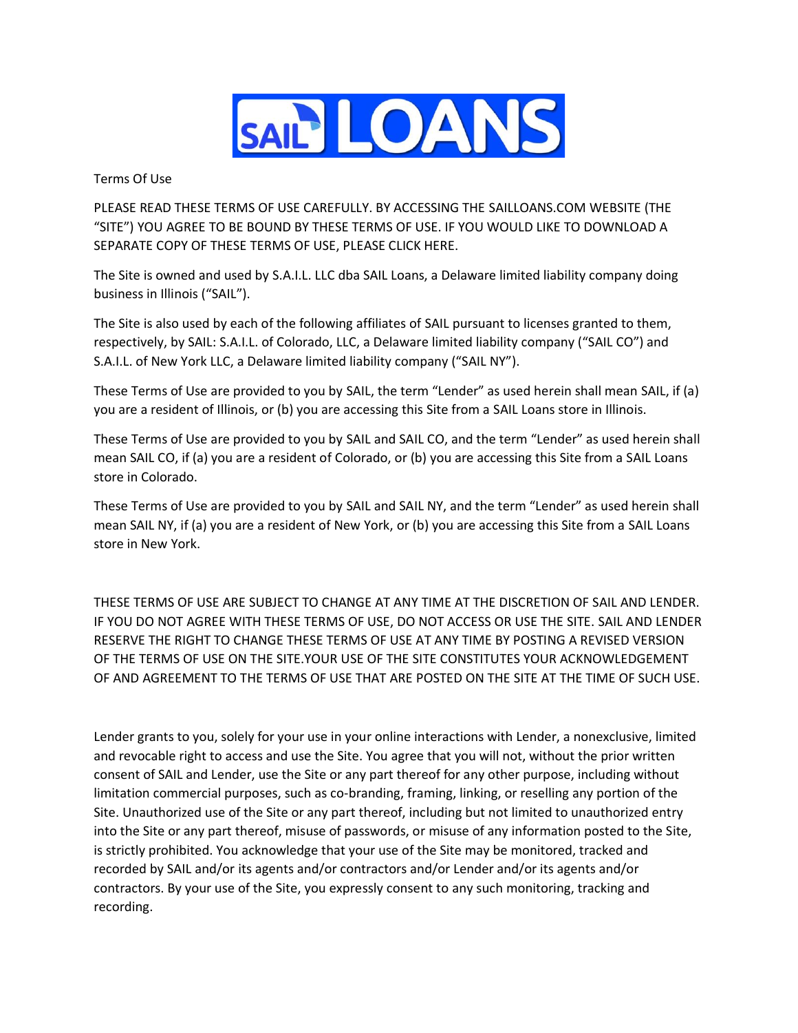SAIL LOANS

# Terms Of Use

PLEASE READ THESE TERMS OF USE CAREFULLY. BY ACCESSING THE SAILLOANS.COM WEBSITE (THE "SITE") YOU AGREE TO BE BOUND BY THESE TERMS OF USE. IF YOU WOULD LIKE TO DOWNLOAD A SEPARATE COPY OF THESE TERMS OF USE, PLEASE CLICK HERE.

The Site is owned and used by S.A.I.L. LLC dba SAIL Loans, a Delaware limited liability company doing business in Illinois ("SAIL").

The Site is also used by each of the following affiliates of SAIL pursuant to licenses granted to them, respectively, by SAIL: S.A.I.L. of Colorado, LLC, a Delaware limited liability company ("SAIL CO") and S.A.I.L. of New York LLC, a Delaware limited liability company ("SAIL NY").

These Terms of Use are provided to you by SAIL, the term "Lender" as used herein shall mean SAIL, if (a) you are a resident of Illinois, or (b) you are accessing this Site from a SAIL Loans store in Illinois.

These Terms of Use are provided to you by SAIL and SAIL CO, and the term "Lender" as used herein shall mean SAIL CO, if (a) you are a resident of Colorado, or (b) you are accessing this Site from a SAIL Loans store in Colorado.

These Terms of Use are provided to you by SAIL and SAIL NY, and the term "Lender" as used herein shall mean SAIL NY, if (a) you are a resident of New York, or (b) you are accessing this Site from a SAIL Loans store in New York.

THESE TERMS OF USE ARE SUBJECT TO CHANGE AT ANY TIME AT THE DISCRETION OF SAIL AND LENDER. IF YOU DO NOT AGREE WITH THESE TERMS OF USE, DO NOT ACCESS OR USE THE SITE. SAIL AND LENDER RESERVE THE RIGHT TO CHANGE THESE TERMS OF USE AT ANY TIME BY POSTING A REVISED VERSION OF THE TERMS OF USE ON THE SITE.YOUR USE OF THE SITE CONSTITUTES YOUR ACKNOWLEDGEMENT OF AND AGREEMENT TO THE TERMS OF USE THAT ARE POSTED ON THE SITE AT THE TIME OF SUCH USE.

Lender grants to you, solely for your use in your online interactions with Lender, a nonexclusive, limited and revocable right to access and use the Site. You agree that you will not, without the prior written consent of SAIL and Lender, use the Site or any part thereof for any other purpose, including without limitation commercial purposes, such as co-branding, framing, linking, or reselling any portion of the Site. Unauthorized use of the Site or any part thereof, including but not limited to unauthorized entry into the Site or any part thereof, misuse of passwords, or misuse of any information posted to the Site, is strictly prohibited. You acknowledge that your use of the Site may be monitored, tracked and recorded by SAIL and/or its agents and/or contractors and/or Lender and/or its agents and/or contractors. By your use of the Site, you expressly consent to any such monitoring, tracking and recording.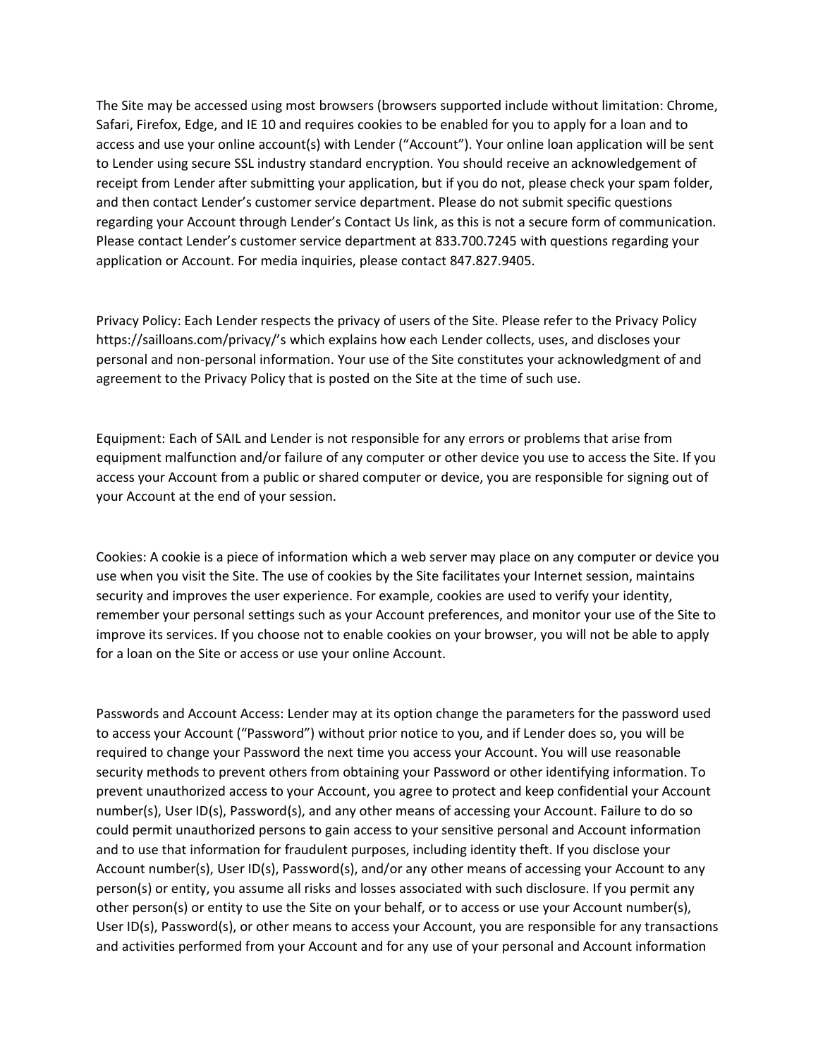The Site may be accessed using most browsers (browsers supported include without limitation: Chrome, Safari, Firefox, Edge, and IE 10 and requires cookies to be enabled for you to apply for a loan and to access and use your online account(s) with Lender ("Account"). Your online loan application will be sent to Lender using secure SSL industry standard encryption. You should receive an acknowledgement of receipt from Lender after submitting your application, but if you do not, please check your spam folder, and then contact Lender's customer service department. Please do not submit specific questions regarding your Account through Lender's Contact Us link, as this is not a secure form of communication. Please contact Lender's customer service department at 833.700.7245 with questions regarding your application or Account. For media inquiries, please contact 847.827.9405.

Privacy Policy: Each Lender respects the privacy of users of the Site. Please refer to the Privacy Policy https://sailloans.com/privacy/'s which explains how each Lender collects, uses, and discloses your personal and non-personal information. Your use of the Site constitutes your acknowledgment of and agreement to the Privacy Policy that is posted on the Site at the time of such use.

Equipment: Each of SAIL and Lender is not responsible for any errors or problems that arise from equipment malfunction and/or failure of any computer or other device you use to access the Site. If you access your Account from a public or shared computer or device, you are responsible for signing out of your Account at the end of your session.

Cookies: A cookie is a piece of information which a web server may place on any computer or device you use when you visit the Site. The use of cookies by the Site facilitates your Internet session, maintains security and improves the user experience. For example, cookies are used to verify your identity, remember your personal settings such as your Account preferences, and monitor your use of the Site to improve its services. If you choose not to enable cookies on your browser, you will not be able to apply for a loan on the Site or access or use your online Account.

Passwords and Account Access: Lender may at its option change the parameters for the password used to access your Account ("Password") without prior notice to you, and if Lender does so, you will be required to change your Password the next time you access your Account. You will use reasonable security methods to prevent others from obtaining your Password or other identifying information. To prevent unauthorized access to your Account, you agree to protect and keep confidential your Account number(s), User ID(s), Password(s), and any other means of accessing your Account. Failure to do so could permit unauthorized persons to gain access to your sensitive personal and Account information and to use that information for fraudulent purposes, including identity theft. If you disclose your Account number(s), User ID(s), Password(s), and/or any other means of accessing your Account to any person(s) or entity, you assume all risks and losses associated with such disclosure. If you permit any other person(s) or entity to use the Site on your behalf, or to access or use your Account number(s), User ID(s), Password(s), or other means to access your Account, you are responsible for any transactions and activities performed from your Account and for any use of your personal and Account information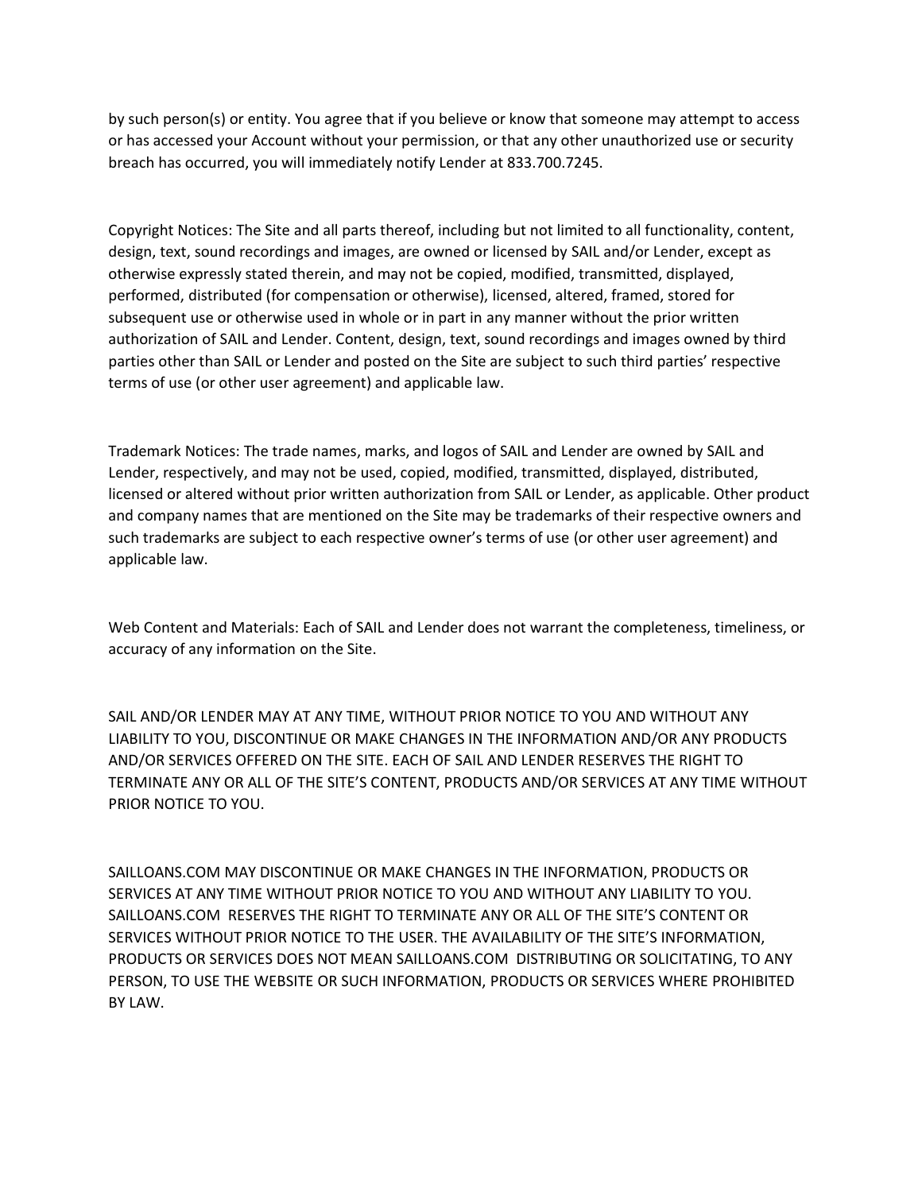by such person(s) or entity. You agree that if you believe or know that someone may attempt to access or has accessed your Account without your permission, or that any other unauthorized use or security breach has occurred, you will immediately notify Lender at 833.700.7245.

Copyright Notices: The Site and all parts thereof, including but not limited to all functionality, content, design, text, sound recordings and images, are owned or licensed by SAIL and/or Lender, except as otherwise expressly stated therein, and may not be copied, modified, transmitted, displayed, performed, distributed (for compensation or otherwise), licensed, altered, framed, stored for subsequent use or otherwise used in whole or in part in any manner without the prior written authorization of SAIL and Lender. Content, design, text, sound recordings and images owned by third parties other than SAIL or Lender and posted on the Site are subject to such third parties' respective terms of use (or other user agreement) and applicable law.

Trademark Notices: The trade names, marks, and logos of SAIL and Lender are owned by SAIL and Lender, respectively, and may not be used, copied, modified, transmitted, displayed, distributed, licensed or altered without prior written authorization from SAIL or Lender, as applicable. Other product and company names that are mentioned on the Site may be trademarks of their respective owners and such trademarks are subject to each respective owner's terms of use (or other user agreement) and applicable law.

Web Content and Materials: Each of SAIL and Lender does not warrant the completeness, timeliness, or accuracy of any information on the Site.

SAIL AND/OR LENDER MAY AT ANY TIME, WITHOUT PRIOR NOTICE TO YOU AND WITHOUT ANY LIABILITY TO YOU, DISCONTINUE OR MAKE CHANGES IN THE INFORMATION AND/OR ANY PRODUCTS AND/OR SERVICES OFFERED ON THE SITE. EACH OF SAIL AND LENDER RESERVES THE RIGHT TO TERMINATE ANY OR ALL OF THE SITE'S CONTENT, PRODUCTS AND/OR SERVICES AT ANY TIME WITHOUT PRIOR NOTICE TO YOU.

SAILLOANS.COM MAY DISCONTINUE OR MAKE CHANGES IN THE INFORMATION, PRODUCTS OR SERVICES AT ANY TIME WITHOUT PRIOR NOTICE TO YOU AND WITHOUT ANY LIABILITY TO YOU. SAILLOANS.COM RESERVES THE RIGHT TO TERMINATE ANY OR ALL OF THE SITE'S CONTENT OR SERVICES WITHOUT PRIOR NOTICE TO THE USER. THE AVAILABILITY OF THE SITE'S INFORMATION, PRODUCTS OR SERVICES DOES NOT MEAN SAILLOANS.COM DISTRIBUTING OR SOLICITATING, TO ANY PERSON, TO USE THE WEBSITE OR SUCH INFORMATION, PRODUCTS OR SERVICES WHERE PROHIBITED BY LAW.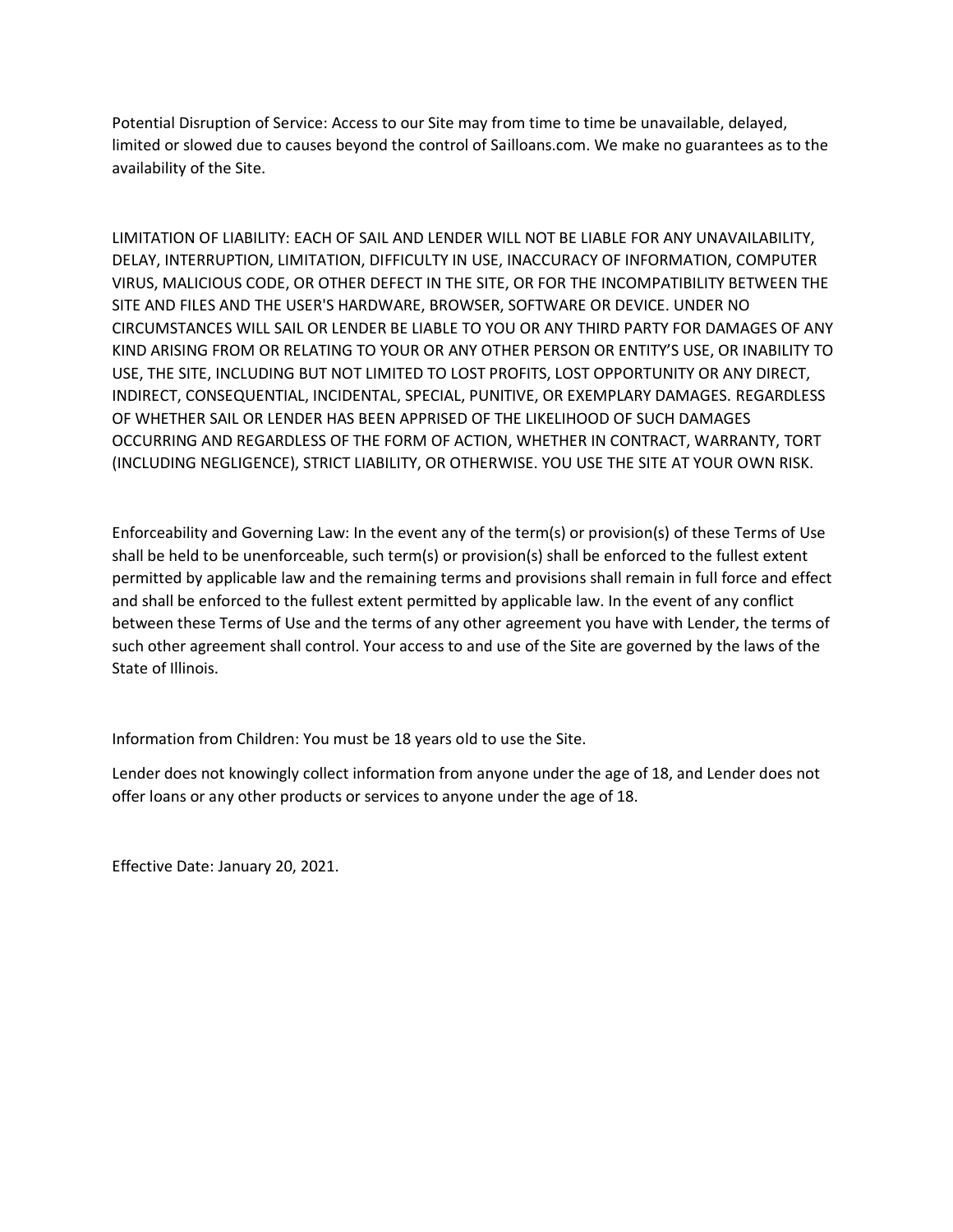Potential Disruption of Service: Access to our Site may from time to time be unavailable, delayed, limited or slowed due to causes beyond the control of Sailloans.com. We make no guarantees as to the availability of the Site.

LIMITATION OF LIABILITY: EACH OF SAIL AND LENDER WILL NOT BE LIABLE FOR ANY UNAVAILABILITY, DELAY, INTERRUPTION, LIMITATION, DIFFICULTY IN USE, INACCURACY OF INFORMATION, COMPUTER VIRUS, MALICIOUS CODE, OR OTHER DEFECT IN THE SITE, OR FOR THE INCOMPATIBILITY BETWEEN THE SITE AND FILES AND THE USER'S HARDWARE, BROWSER, SOFTWARE OR DEVICE. UNDER NO CIRCUMSTANCES WILL SAIL OR LENDER BE LIABLE TO YOU OR ANY THIRD PARTY FOR DAMAGES OF ANY KIND ARISING FROM OR RELATING TO YOUR OR ANY OTHER PERSON OR ENTITY'S USE, OR INABILITY TO USE, THE SITE, INCLUDING BUT NOT LIMITED TO LOST PROFITS, LOST OPPORTUNITY OR ANY DIRECT, INDIRECT, CONSEQUENTIAL, INCIDENTAL, SPECIAL, PUNITIVE, OR EXEMPLARY DAMAGES. REGARDLESS OF WHETHER SAIL OR LENDER HAS BEEN APPRISED OF THE LIKELIHOOD OF SUCH DAMAGES OCCURRING AND REGARDLESS OF THE FORM OF ACTION, WHETHER IN CONTRACT, WARRANTY, TORT (INCLUDING NEGLIGENCE), STRICT LIABILITY, OR OTHERWISE. YOU USE THE SITE AT YOUR OWN RISK.

Enforceability and Governing Law: In the event any of the term(s) or provision(s) of these Terms of Use shall be held to be unenforceable, such term(s) or provision(s) shall be enforced to the fullest extent permitted by applicable law and the remaining terms and provisions shall remain in full force and effect and shall be enforced to the fullest extent permitted by applicable law. In the event of any conflict between these Terms of Use and the terms of any other agreement you have with Lender, the terms of such other agreement shall control. Your access to and use of the Site are governed by the laws of the State of Illinois.

Information from Children: You must be 18 years old to use the Site.

Lender does not knowingly collect information from anyone under the age of 18, and Lender does not offer loans or any other products or services to anyone under the age of 18.

Effective Date: January 20, 2021.